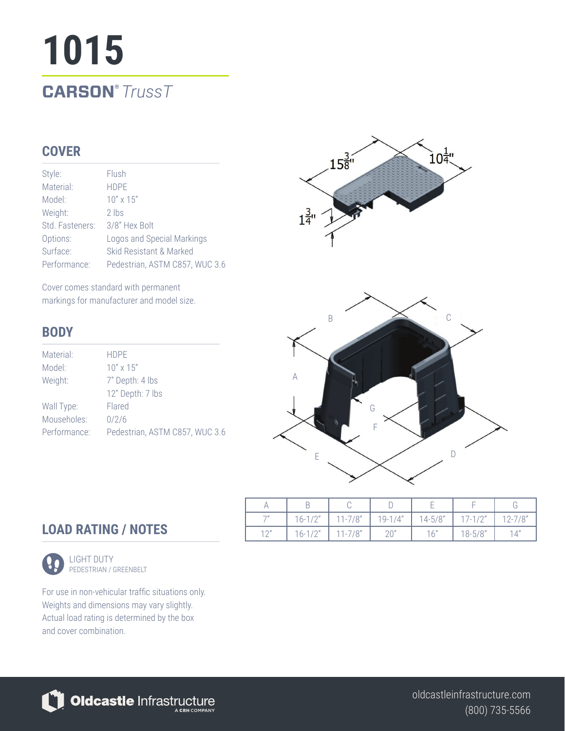# 1015

## CARSON® *TrussT*

### COVER

| | |
|---|---|
| Style: | Flush |
| Material: | HDPE |
| Model: | 10" x 15" |
| Weight: | 2 lbs |
| Std. Fasteners: | 3/8" Hex Bolt |
| Options: | Logos and Special Markings |
| Surface: | Skid Resistant & Marked |
| Performance: | Pedestrian, ASTM C857, WUC 3.6 |

Cover comes standard with permanent markings for manufacturer and model size.

15 3/8"

10 1/4"

1 3/4"

### BODY

| | |
|---|---|
| Material: | HDPE |
| Model: | 10" x 15" |
| Weight: | 7" Depth: 4 lbs<br>12" Depth: 7 lbs |
| Wall Type: | Flared |
| Mouseholes: | 0/2/6 |
| Performance: | Pedestrian, ASTM C857, WUC 3.6 |

| A | B | C | D | E | F | G |
|---|---|---|---|---|---|---|
| 7" | 16-1/2" | 11-7/8" | 19-1/4" | 14-5/8" | 17-1/2" | 12-7/8" |
| 12" | 16-1/2" | 11-7/8" | 20" | 16" | 18-5/8" | 14" |

### LOAD RATING / NOTES

LIGHT DUTY
PEDESTRIAN / GREENBELT

For use in non-vehicular traffic situations only. Weights and dimensions may vary slightly. Actual load rating is determined by the box and cover combination.

**Oldcastle** Infrastructure
A CRH COMPANY

oldcastleinfrastructure.com
(800) 735-5566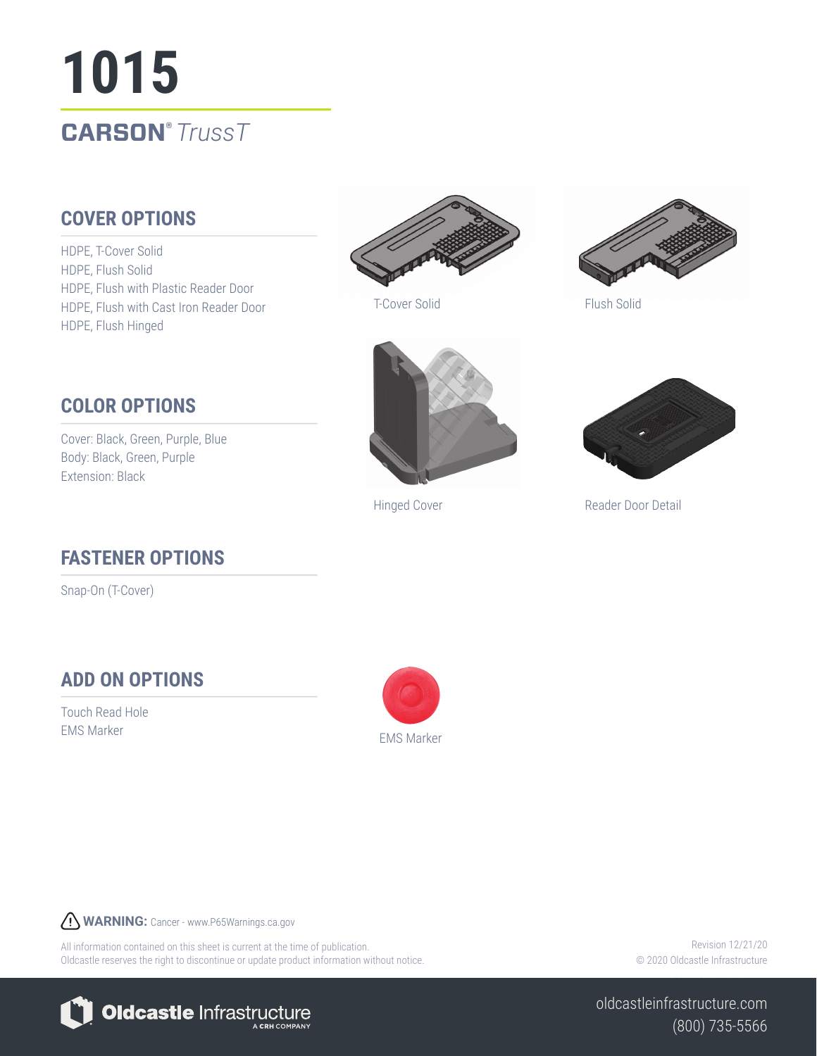# 1015

## CARSON® *TrussT*

## COVER OPTIONS

HDPE, T-Cover Solid
HDPE, Flush Solid
HDPE, Flush with Plastic Reader Door
HDPE, Flush with Cast Iron Reader Door
HDPE, Flush Hinged

T-Cover Solid

Flush Solid

## COLOR OPTIONS

Cover: Black, Green, Purple, Blue
Body: Black, Green, Purple
Extension: Black

Hinged Cover

Reader Door Detail

## FASTENER OPTIONS

Snap-On (T-Cover)

## ADD ON OPTIONS

Touch Read Hole
EMS Marker

EMS Marker

**WARNING:** Cancer - www.P65Warnings.ca.gov

All information contained on this sheet is current at the time of publication.
Oldcastle reserves the right to discontinue or update product information without notice.

Revision 12/21/20
© 2020 Oldcastle Infrastructure

Oldcastle Infrastructure — A CRH COMPANY

oldcastleinfrastructure.com
(800) 735-5566